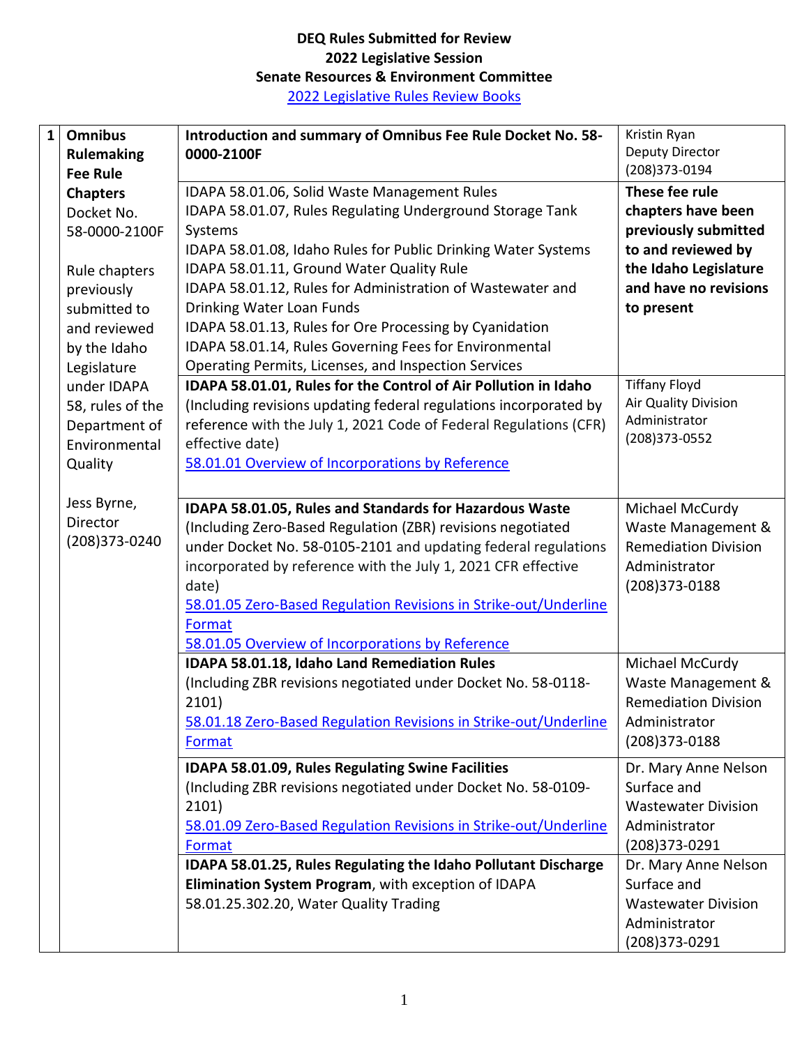**DEQ Rules Submitted for Review**
**2022 Legislative Session**
**Senate Resources & Environment Committee**
2022 Legislative Rules Review Books

| | | | |
|---|---|---|---|
| 1 | **Omnibus Rulemaking Fee Rule Chapters** Docket No. 58-0000-2100F<br><br>Rule chapters previously submitted to and reviewed by the Idaho Legislature under IDAPA 58, rules of the Department of Environmental Quality<br><br>Jess Byrne, Director (208)373-0240 | **Introduction and summary of Omnibus Fee Rule Docket No. 58-0000-2100F** | Kristin Ryan<br>Deputy Director<br>(208)373-0194 |
| | | IDAPA 58.01.06, Solid Waste Management Rules<br>IDAPA 58.01.07, Rules Regulating Underground Storage Tank Systems<br>IDAPA 58.01.08, Idaho Rules for Public Drinking Water Systems<br>IDAPA 58.01.11, Ground Water Quality Rule<br>IDAPA 58.01.12, Rules for Administration of Wastewater and Drinking Water Loan Funds<br>IDAPA 58.01.13, Rules for Ore Processing by Cyanidation<br>IDAPA 58.01.14, Rules Governing Fees for Environmental Operating Permits, Licenses, and Inspection Services | **These fee rule chapters have been previously submitted to and reviewed by the Idaho Legislature and have no revisions to present** |
| | | **IDAPA 58.01.01, Rules for the Control of Air Pollution in Idaho** (Including revisions updating federal regulations incorporated by reference with the July 1, 2021 Code of Federal Regulations (CFR) effective date)<br>58.01.01 Overview of Incorporations by Reference | Tiffany Floyd<br>Air Quality Division Administrator<br>(208)373-0552 |
| | | **IDAPA 58.01.05, Rules and Standards for Hazardous Waste** (Including Zero-Based Regulation (ZBR) revisions negotiated under Docket No. 58-0105-2101 and updating federal regulations incorporated by reference with the July 1, 2021 CFR effective date)<br>58.01.05 Zero-Based Regulation Revisions in Strike-out/Underline Format<br>58.01.05 Overview of Incorporations by Reference | Michael McCurdy<br>Waste Management & Remediation Division Administrator<br>(208)373-0188 |
| | | **IDAPA 58.01.18, Idaho Land Remediation Rules** (Including ZBR revisions negotiated under Docket No. 58-0118-2101)<br>58.01.18 Zero-Based Regulation Revisions in Strike-out/Underline Format | Michael McCurdy<br>Waste Management & Remediation Division Administrator<br>(208)373-0188 |
| | | **IDAPA 58.01.09, Rules Regulating Swine Facilities** (Including ZBR revisions negotiated under Docket No. 58-0109-2101)<br>58.01.09 Zero-Based Regulation Revisions in Strike-out/Underline Format | Dr. Mary Anne Nelson<br>Surface and Wastewater Division Administrator<br>(208)373-0291 |
| | | **IDAPA 58.01.25, Rules Regulating the Idaho Pollutant Discharge Elimination System Program**, with exception of IDAPA 58.01.25.302.20, Water Quality Trading | Dr. Mary Anne Nelson<br>Surface and Wastewater Division Administrator<br>(208)373-0291 |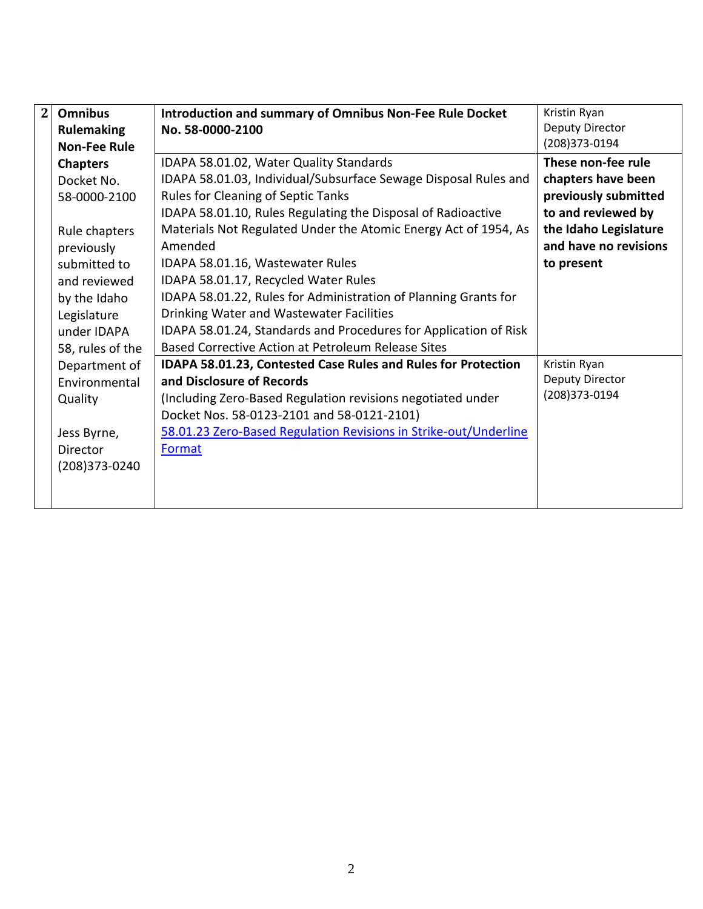| | | | |
|---|---|---|---|
| 2 | **Omnibus Rulemaking Non-Fee Rule Chapters** Docket No. 58-0000-2100<br><br>Rule chapters previously submitted to and reviewed by the Idaho Legislature under IDAPA 58, rules of the Department of Environmental Quality<br><br>Jess Byrne, Director (208)373-0240 | **Introduction and summary of Omnibus Non-Fee Rule Docket No. 58-0000-2100** | Kristin Ryan<br>Deputy Director<br>(208)373-0194 |
| | | IDAPA 58.01.02, Water Quality Standards<br>IDAPA 58.01.03, Individual/Subsurface Sewage Disposal Rules and Rules for Cleaning of Septic Tanks<br>IDAPA 58.01.10, Rules Regulating the Disposal of Radioactive Materials Not Regulated Under the Atomic Energy Act of 1954, As Amended<br>IDAPA 58.01.16, Wastewater Rules<br>IDAPA 58.01.17, Recycled Water Rules<br>IDAPA 58.01.22, Rules for Administration of Planning Grants for Drinking Water and Wastewater Facilities<br>IDAPA 58.01.24, Standards and Procedures for Application of Risk Based Corrective Action at Petroleum Release Sites | **These non-fee rule chapters have been previously submitted to and reviewed by the Idaho Legislature and have no revisions to present** |
| | | **IDAPA 58.01.23, Contested Case Rules and Rules for Protection and Disclosure of Records**<br>(Including Zero-Based Regulation revisions negotiated under Docket Nos. 58-0123-2101 and 58-0121-2101)<br>58.01.23 Zero-Based Regulation Revisions in Strike-out/Underline Format | Kristin Ryan<br>Deputy Director<br>(208)373-0194 |